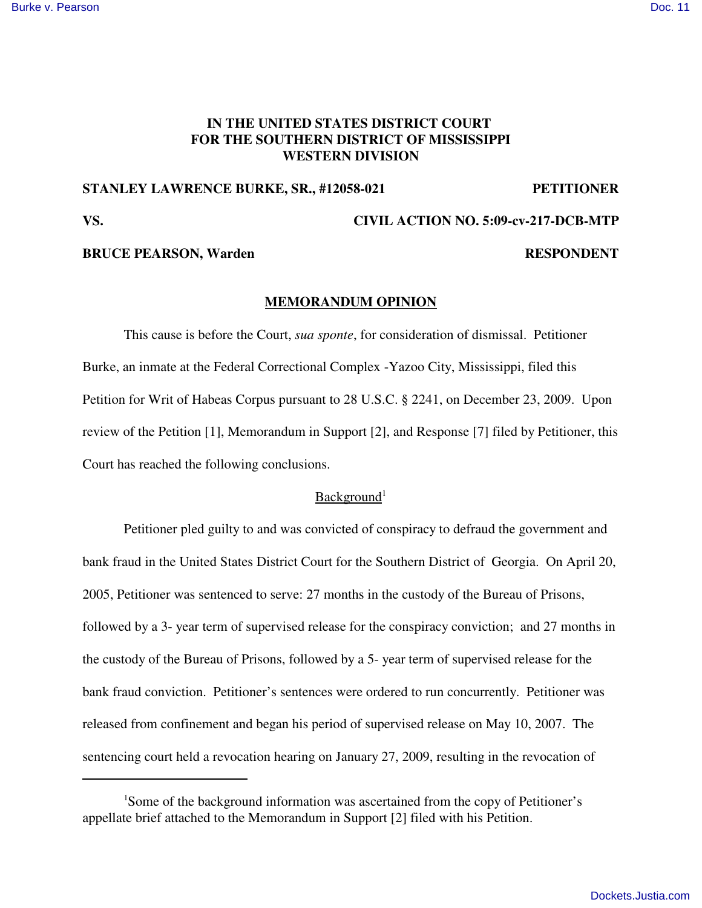**IN THE UNITED STATES DISTRICT COURT**
**FOR THE SOUTHERN DISTRICT OF MISSISSIPPI**
**WESTERN DIVISION**

**STANLEY LAWRENCE BURKE, SR., #12058-021** **PETITIONER**

**VS.** **CIVIL ACTION NO. 5:09-cv-217-DCB-MTP**

**BRUCE PEARSON, Warden** **RESPONDENT**

## MEMORANDUM OPINION

This cause is before the Court, *sua sponte*, for consideration of dismissal. Petitioner Burke, an inmate at the Federal Correctional Complex -Yazoo City, Mississippi, filed this Petition for Writ of Habeas Corpus pursuant to 28 U.S.C. § 2241, on December 23, 2009. Upon review of the Petition [1], Memorandum in Support [2], and Response [7] filed by Petitioner, this Court has reached the following conclusions.

### Background[1]

Petitioner pled guilty to and was convicted of conspiracy to defraud the government and bank fraud in the United States District Court for the Southern District of Georgia. On April 20, 2005, Petitioner was sentenced to serve: 27 months in the custody of the Bureau of Prisons, followed by a 3- year term of supervised release for the conspiracy conviction; and 27 months in the custody of the Bureau of Prisons, followed by a 5- year term of supervised release for the bank fraud conviction. Petitioner's sentences were ordered to run concurrently. Petitioner was released from confinement and began his period of supervised release on May 10, 2007. The sentencing court held a revocation hearing on January 27, 2009, resulting in the revocation of

[1]Some of the background information was ascertained from the copy of Petitioner's appellate brief attached to the Memorandum in Support [2] filed with his Petition.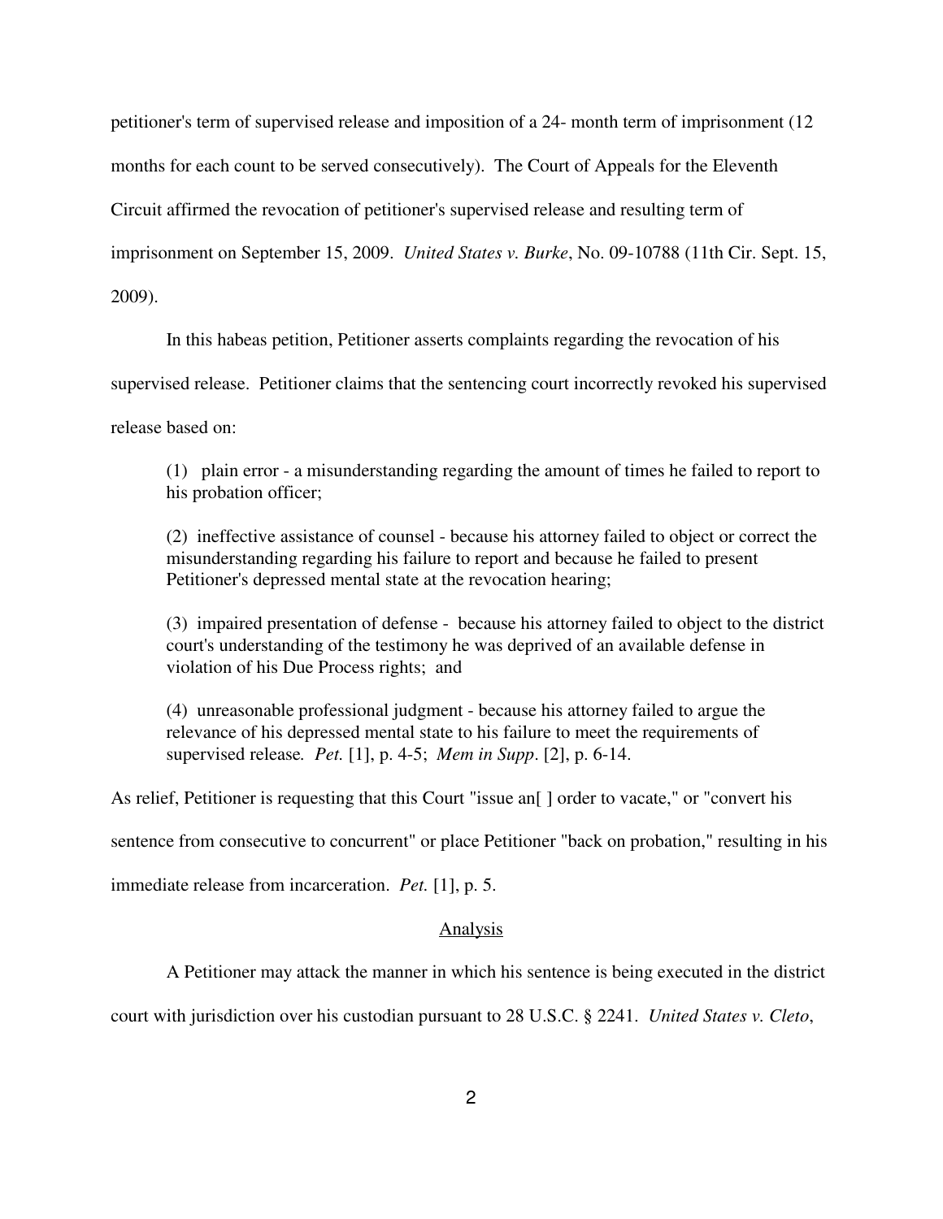petitioner's term of supervised release and imposition of a 24- month term of imprisonment (12 months for each count to be served consecutively). The Court of Appeals for the Eleventh Circuit affirmed the revocation of petitioner's supervised release and resulting term of imprisonment on September 15, 2009. *United States v. Burke*, No. 09-10788 (11th Cir. Sept. 15, 2009).

In this habeas petition, Petitioner asserts complaints regarding the revocation of his supervised release. Petitioner claims that the sentencing court incorrectly revoked his supervised release based on:

> (1) plain error - a misunderstanding regarding the amount of times he failed to report to his probation officer;
>
> (2) ineffective assistance of counsel - because his attorney failed to object or correct the misunderstanding regarding his failure to report and because he failed to present Petitioner's depressed mental state at the revocation hearing;
>
> (3) impaired presentation of defense - because his attorney failed to object to the district court's understanding of the testimony he was deprived of an available defense in violation of his Due Process rights; and
>
> (4) unreasonable professional judgment - because his attorney failed to argue the relevance of his depressed mental state to his failure to meet the requirements of supervised release. *Pet.* [1], p. 4-5; *Mem in Supp*. [2], p. 6-14.

As relief, Petitioner is requesting that this Court "issue an[ ] order to vacate," or "convert his sentence from consecutive to concurrent" or place Petitioner "back on probation," resulting in his immediate release from incarceration. *Pet.* [1], p. 5.

## Analysis

A Petitioner may attack the manner in which his sentence is being executed in the district court with jurisdiction over his custodian pursuant to 28 U.S.C. § 2241. *United States v. Cleto*,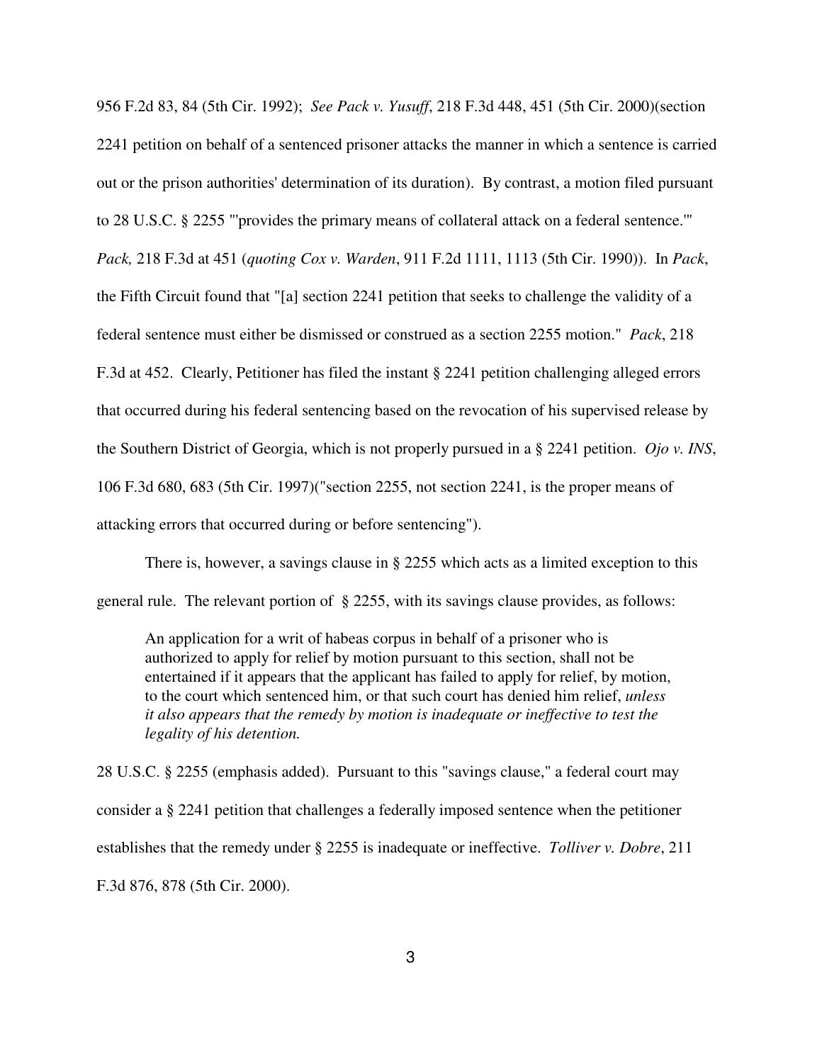956 F.2d 83, 84 (5th Cir. 1992); *See Pack v. Yusuff*, 218 F.3d 448, 451 (5th Cir. 2000)(section 2241 petition on behalf of a sentenced prisoner attacks the manner in which a sentence is carried out or the prison authorities' determination of its duration). By contrast, a motion filed pursuant to 28 U.S.C. § 2255 "'provides the primary means of collateral attack on a federal sentence.'" *Pack,* 218 F.3d at 451 (*quoting Cox v. Warden*, 911 F.2d 1111, 1113 (5th Cir. 1990)). In *Pack*, the Fifth Circuit found that "[a] section 2241 petition that seeks to challenge the validity of a federal sentence must either be dismissed or construed as a section 2255 motion." *Pack*, 218 F.3d at 452. Clearly, Petitioner has filed the instant § 2241 petition challenging alleged errors that occurred during his federal sentencing based on the revocation of his supervised release by the Southern District of Georgia, which is not properly pursued in a § 2241 petition. *Ojo v. INS*, 106 F.3d 680, 683 (5th Cir. 1997)("section 2255, not section 2241, is the proper means of attacking errors that occurred during or before sentencing").

There is, however, a savings clause in § 2255 which acts as a limited exception to this general rule. The relevant portion of § 2255, with its savings clause provides, as follows:

> An application for a writ of habeas corpus in behalf of a prisoner who is authorized to apply for relief by motion pursuant to this section, shall not be entertained if it appears that the applicant has failed to apply for relief, by motion, to the court which sentenced him, or that such court has denied him relief, *unless it also appears that the remedy by motion is inadequate or ineffective to test the legality of his detention.*

28 U.S.C. § 2255 (emphasis added). Pursuant to this "savings clause," a federal court may consider a § 2241 petition that challenges a federally imposed sentence when the petitioner establishes that the remedy under § 2255 is inadequate or ineffective. *Tolliver v. Dobre*, 211 F.3d 876, 878 (5th Cir. 2000).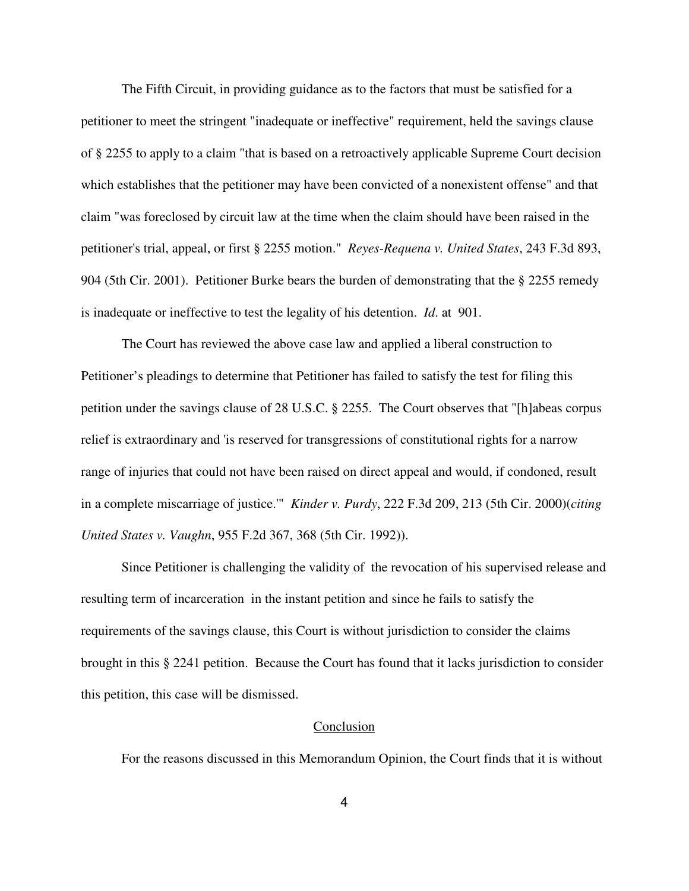The Fifth Circuit, in providing guidance as to the factors that must be satisfied for a petitioner to meet the stringent "inadequate or ineffective" requirement, held the savings clause of § 2255 to apply to a claim "that is based on a retroactively applicable Supreme Court decision which establishes that the petitioner may have been convicted of a nonexistent offense" and that claim "was foreclosed by circuit law at the time when the claim should have been raised in the petitioner's trial, appeal, or first § 2255 motion." *Reyes-Requena v. United States*, 243 F.3d 893, 904 (5th Cir. 2001). Petitioner Burke bears the burden of demonstrating that the § 2255 remedy is inadequate or ineffective to test the legality of his detention. *Id*. at 901.

The Court has reviewed the above case law and applied a liberal construction to Petitioner's pleadings to determine that Petitioner has failed to satisfy the test for filing this petition under the savings clause of 28 U.S.C. § 2255. The Court observes that "[h]abeas corpus relief is extraordinary and 'is reserved for transgressions of constitutional rights for a narrow range of injuries that could not have been raised on direct appeal and would, if condoned, result in a complete miscarriage of justice.'" *Kinder v. Purdy*, 222 F.3d 209, 213 (5th Cir. 2000)(*citing United States v. Vaughn*, 955 F.2d 367, 368 (5th Cir. 1992)).

Since Petitioner is challenging the validity of the revocation of his supervised release and resulting term of incarceration in the instant petition and since he fails to satisfy the requirements of the savings clause, this Court is without jurisdiction to consider the claims brought in this § 2241 petition. Because the Court has found that it lacks jurisdiction to consider this petition, this case will be dismissed.

## Conclusion

For the reasons discussed in this Memorandum Opinion, the Court finds that it is without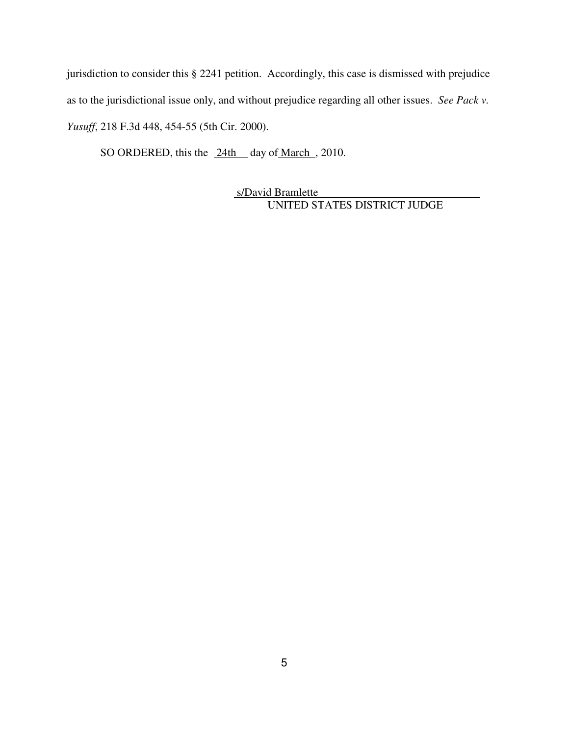jurisdiction to consider this § 2241 petition. Accordingly, this case is dismissed with prejudice as to the jurisdictional issue only, and without prejudice regarding all other issues. *See Pack v. Yusuff*, 218 F.3d 448, 454-55 (5th Cir. 2000).

SO ORDERED, this the 24th day of March, 2010.

s/David Bramlette
UNITED STATES DISTRICT JUDGE